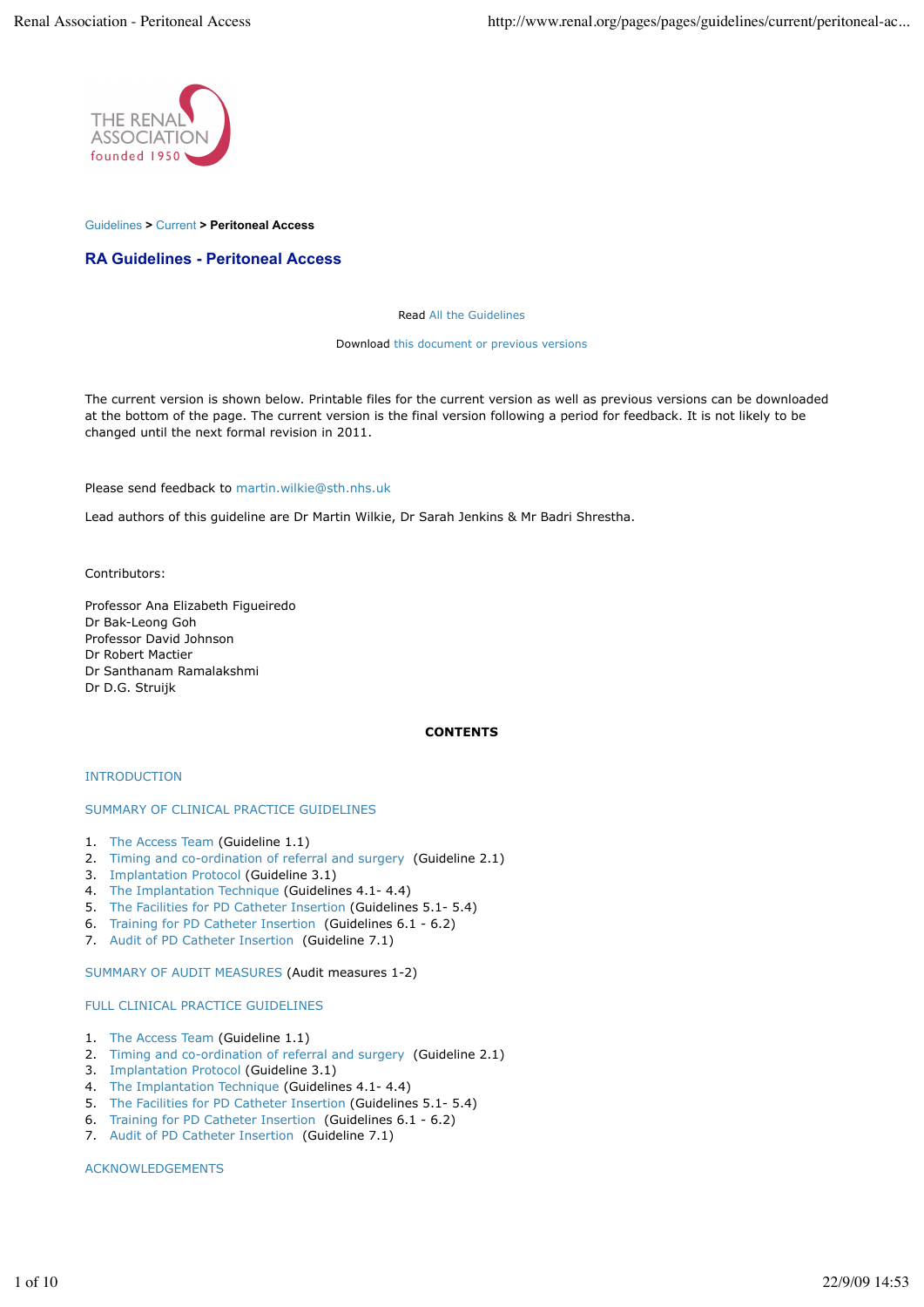Guidelines > Current > **Peritoneal Access**

## RA Guidelines - Peritoneal Access

Read All the Guidelines

Download this document or previous versions

The current version is shown below. Printable files for the current version as well as previous versions can be downloaded at the bottom of the page. The current version is the final version following a period for feedback. It is not likely to be changed until the next formal revision in 2011.

Please send feedback to martin.wilkie@sth.nhs.uk

Lead authors of this guideline are Dr Martin Wilkie, Dr Sarah Jenkins & Mr Badri Shrestha.

Contributors:

Professor Ana Elizabeth Figueiredo
Dr Bak-Leong Goh
Professor David Johnson
Dr Robert Mactier
Dr Santhanam Ramalakshmi
Dr D.G. Struijk

**CONTENTS**

INTRODUCTION

SUMMARY OF CLINICAL PRACTICE GUIDELINES

1. The Access Team (Guideline 1.1)
2. Timing and co-ordination of referral and surgery (Guideline 2.1)
3. Implantation Protocol (Guideline 3.1)
4. The Implantation Technique (Guidelines 4.1- 4.4)
5. The Facilities for PD Catheter Insertion (Guidelines 5.1- 5.4)
6. Training for PD Catheter Insertion (Guidelines 6.1 - 6.2)
7. Audit of PD Catheter Insertion (Guideline 7.1)

SUMMARY OF AUDIT MEASURES (Audit measures 1-2)

FULL CLINICAL PRACTICE GUIDELINES

1. The Access Team (Guideline 1.1)
2. Timing and co-ordination of referral and surgery (Guideline 2.1)
3. Implantation Protocol (Guideline 3.1)
4. The Implantation Technique (Guidelines 4.1- 4.4)
5. The Facilities for PD Catheter Insertion (Guidelines 5.1- 5.4)
6. Training for PD Catheter Insertion (Guidelines 6.1 - 6.2)
7. Audit of PD Catheter Insertion (Guideline 7.1)

ACKNOWLEDGEMENTS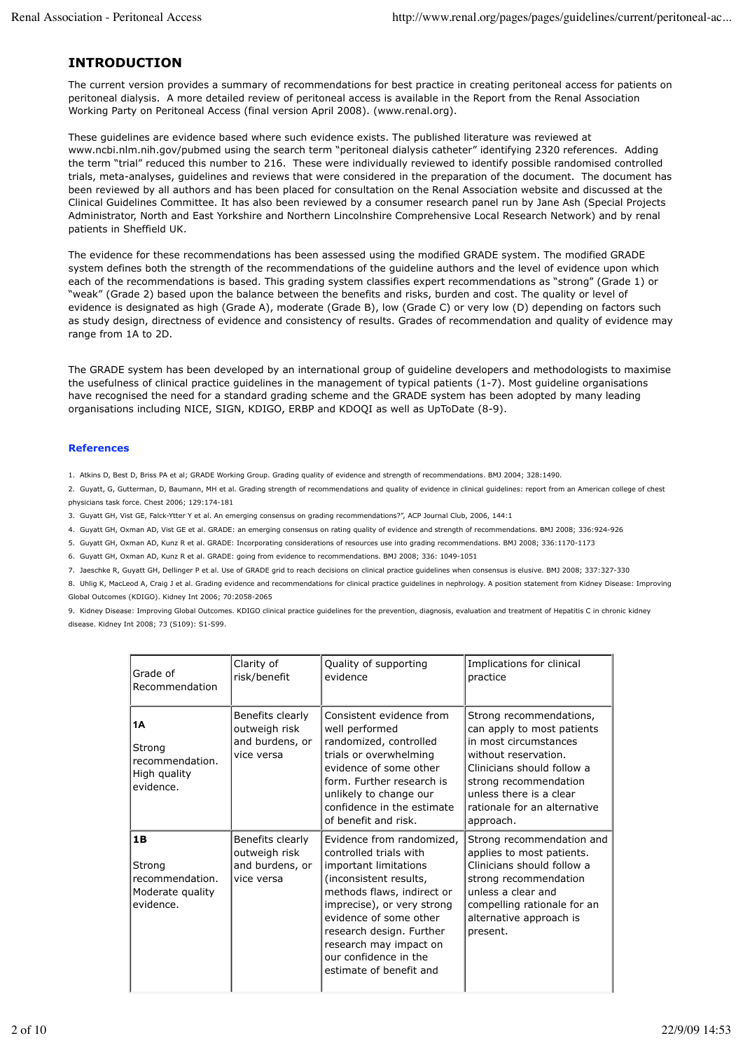## INTRODUCTION

The current version provides a summary of recommendations for best practice in creating peritoneal access for patients on peritoneal dialysis. A more detailed review of peritoneal access is available in the Report from the Renal Association Working Party on Peritoneal Access (final version April 2008). (www.renal.org).

These guidelines are evidence based where such evidence exists. The published literature was reviewed at www.ncbi.nlm.nih.gov/pubmed using the search term "peritoneal dialysis catheter" identifying 2320 references. Adding the term "trial" reduced this number to 216. These were individually reviewed to identify possible randomised controlled trials, meta-analyses, guidelines and reviews that were considered in the preparation of the document. The document has been reviewed by all authors and has been placed for consultation on the Renal Association website and discussed at the Clinical Guidelines Committee. It has also been reviewed by a consumer research panel run by Jane Ash (Special Projects Administrator, North and East Yorkshire and Northern Lincolnshire Comprehensive Local Research Network) and by renal patients in Sheffield UK.

The evidence for these recommendations has been assessed using the modified GRADE system. The modified GRADE system defines both the strength of the recommendations of the guideline authors and the level of evidence upon which each of the recommendations is based. This grading system classifies expert recommendations as "strong" (Grade 1) or "weak" (Grade 2) based upon the balance between the benefits and risks, burden and cost. The quality or level of evidence is designated as high (Grade A), moderate (Grade B), low (Grade C) or very low (D) depending on factors such as study design, directness of evidence and consistency of results. Grades of recommendation and quality of evidence may range from 1A to 2D.

The GRADE system has been developed by an international group of guideline developers and methodologists to maximise the usefulness of clinical practice guidelines in the management of typical patients (1-7). Most guideline organisations have recognised the need for a standard grading scheme and the GRADE system has been adopted by many leading organisations including NICE, SIGN, KDIGO, ERBP and KDOQI as well as UpToDate (8-9).

### References

1. Atkins D, Best D, Briss PA et al; GRADE Working Group. Grading quality of evidence and strength of recommendations. BMJ 2004; 328:1490.
2. Guyatt, G, Gutterman, D, Baumann, MH et al. Grading strength of recommendations and quality of evidence in clinical guidelines: report from an American college of chest physicians task force. Chest 2006; 129:174-181
3. Guyatt GH, Vist GE, Falck-Ytter Y et al. An emerging consensus on grading recommendations?", ACP Journal Club, 2006, 144:1
4. Guyatt GH, Oxman AD, Vist GE et al. GRADE: an emerging consensus on rating quality of evidence and strength of recommendations. BMJ 2008; 336:924-926
5. Guyatt GH, Oxman AD, Kunz R et al. GRADE: Incorporating considerations of resources use into grading recommendations. BMJ 2008; 336:1170-1173
6. Guyatt GH, Oxman AD, Kunz R et al. GRADE: going from evidence to recommendations. BMJ 2008; 336: 1049-1051
7. Jaeschke R, Guyatt GH, Dellinger P et al. Use of GRADE grid to reach decisions on clinical practice guidelines when consensus is elusive. BMJ 2008; 337:327-330
8. Uhlig K, MacLeod A, Craig J et al. Grading evidence and recommendations for clinical practice guidelines in nephrology. A position statement from Kidney Disease: Improving Global Outcomes (KDIGO). Kidney Int 2006; 70:2058-2065
9. Kidney Disease: Improving Global Outcomes. KDIGO clinical practice guidelines for the prevention, diagnosis, evaluation and treatment of Hepatitis C in chronic kidney disease. Kidney Int 2008; 73 (S109): S1-S99.

| Grade of Recommendation | Clarity of risk/benefit | Quality of supporting evidence | Implications for clinical practice |
|---|---|---|---|
| **1A** Strong recommendation. High quality evidence. | Benefits clearly outweigh risk and burdens, or vice versa | Consistent evidence from well performed randomized, controlled trials or overwhelming evidence of some other form. Further research is unlikely to change our confidence in the estimate of benefit and risk. | Strong recommendations, can apply to most patients in most circumstances without reservation. Clinicians should follow a strong recommendation unless there is a clear rationale for an alternative approach. |
| **1B** Strong recommendation. Moderate quality evidence. | Benefits clearly outweigh risk and burdens, or vice versa | Evidence from randomized, controlled trials with important limitations (inconsistent results, methods flaws, indirect or imprecise), or very strong evidence of some other research design. Further research may impact on our confidence in the estimate of benefit and | Strong recommendation and applies to most patients. Clinicians should follow a strong recommendation unless a clear and compelling rationale for an alternative approach is present. |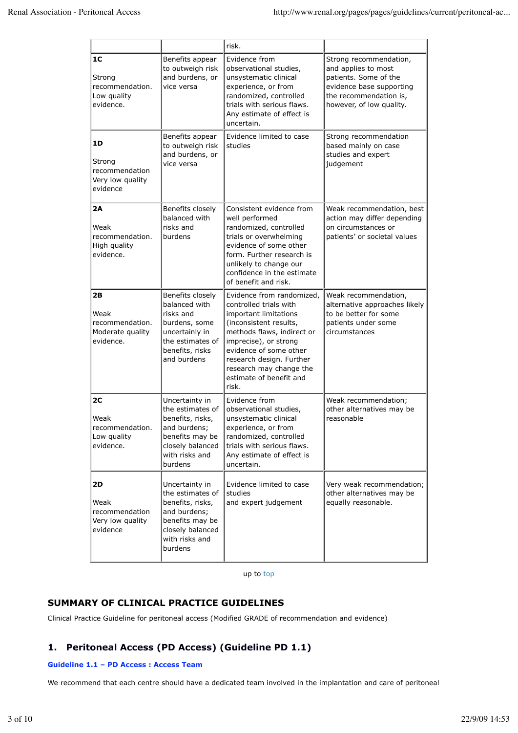| | | risk. | |
|---|---|---|---|
| **1C** Strong recommendation. Low quality evidence. | Benefits appear to outweigh risk and burdens, or vice versa | Evidence from observational studies, unsystematic clinical experience, or from randomized, controlled trials with serious flaws. Any estimate of effect is uncertain. | Strong recommendation, and applies to most patients. Some of the evidence base supporting the recommendation is, however, of low quality. |
| **1D** Strong recommendation Very low quality evidence | Benefits appear to outweigh risk and burdens, or vice versa | Evidence limited to case studies | Strong recommendation based mainly on case studies and expert judgement |
| **2A** Weak recommendation. High quality evidence. | Benefits closely balanced with risks and burdens | Consistent evidence from well performed randomized, controlled trials or overwhelming evidence of some other form. Further research is unlikely to change our confidence in the estimate of benefit and risk. | Weak recommendation, best action may differ depending on circumstances or patients' or societal values |
| **2B** Weak recommendation. Moderate quality evidence. | Benefits closely balanced with risks and burdens, some uncertainly in the estimates of benefits, risks and burdens | Evidence from randomized, controlled trials with important limitations (inconsistent results, methods flaws, indirect or imprecise), or strong evidence of some other research design. Further research may change the estimate of benefit and risk. | Weak recommendation, alternative approaches likely to be better for some patients under some circumstances |
| **2C** Weak recommendation. Low quality evidence. | Uncertainty in the estimates of benefits, risks, and burdens; benefits may be closely balanced with risks and burdens | Evidence from observational studies, unsystematic clinical experience, or from randomized, controlled trials with serious flaws. Any estimate of effect is uncertain. | Weak recommendation; other alternatives may be reasonable |
| **2D** Weak recommendation Very low quality evidence | Uncertainty in the estimates of benefits, risks, and burdens; benefits may be closely balanced with risks and burdens | Evidence limited to case studies and expert judgement | Very weak recommendation; other alternatives may be equally reasonable. |

up to top

## SUMMARY OF CLINICAL PRACTICE GUIDELINES

Clinical Practice Guideline for peritoneal access (Modified GRADE of recommendation and evidence)

## 1. Peritoneal Access (PD Access) (Guideline PD 1.1)

**Guideline 1.1 – PD Access : Access Team**

We recommend that each centre should have a dedicated team involved in the implantation and care of peritoneal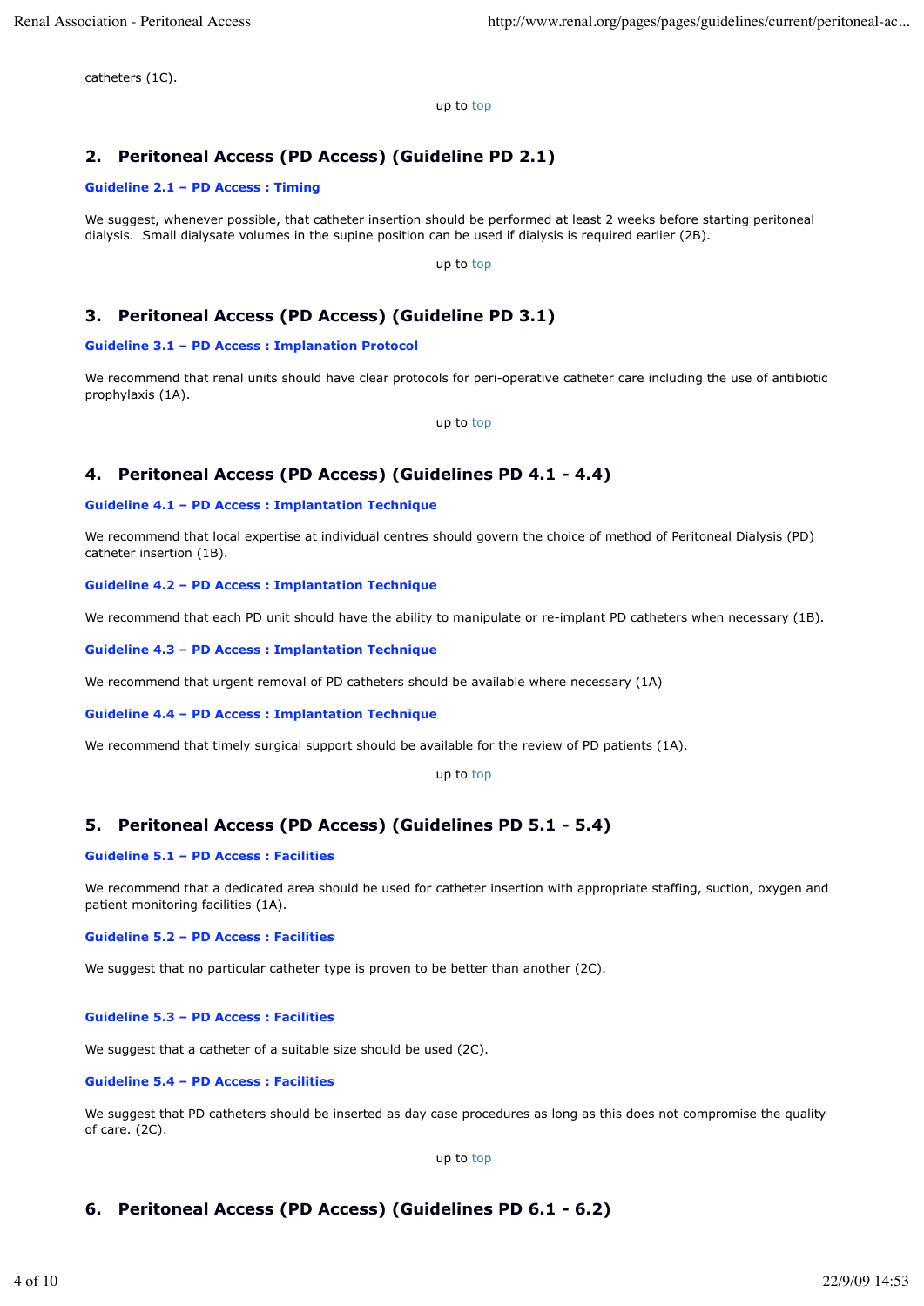catheters (1C).

up to top

## 2. Peritoneal Access (PD Access) (Guideline PD 2.1)

**Guideline 2.1 – PD Access : Timing**

We suggest, whenever possible, that catheter insertion should be performed at least 2 weeks before starting peritoneal dialysis. Small dialysate volumes in the supine position can be used if dialysis is required earlier (2B).

up to top

## 3. Peritoneal Access (PD Access) (Guideline PD 3.1)

**Guideline 3.1 – PD Access : Implantation Protocol**

We recommend that renal units should have clear protocols for peri-operative catheter care including the use of antibiotic prophylaxis (1A).

up to top

## 4. Peritoneal Access (PD Access) (Guidelines PD 4.1 - 4.4)

**Guideline 4.1 – PD Access : Implantation Technique**

We recommend that local expertise at individual centres should govern the choice of method of Peritoneal Dialysis (PD) catheter insertion (1B).

**Guideline 4.2 – PD Access : Implantation Technique**

We recommend that each PD unit should have the ability to manipulate or re-implant PD catheters when necessary (1B).

**Guideline 4.3 – PD Access : Implantation Technique**

We recommend that urgent removal of PD catheters should be available where necessary (1A)

**Guideline 4.4 – PD Access : Implantation Technique**

We recommend that timely surgical support should be available for the review of PD patients (1A).

up to top

## 5. Peritoneal Access (PD Access) (Guidelines PD 5.1 - 5.4)

**Guideline 5.1 – PD Access : Facilities**

We recommend that a dedicated area should be used for catheter insertion with appropriate staffing, suction, oxygen and patient monitoring facilities (1A).

**Guideline 5.2 – PD Access : Facilities**

We suggest that no particular catheter type is proven to be better than another (2C).

**Guideline 5.3 – PD Access : Facilities**

We suggest that a catheter of a suitable size should be used (2C).

**Guideline 5.4 – PD Access : Facilities**

We suggest that PD catheters should be inserted as day case procedures as long as this does not compromise the quality of care. (2C).

up to top

## 6. Peritoneal Access (PD Access) (Guidelines PD 6.1 - 6.2)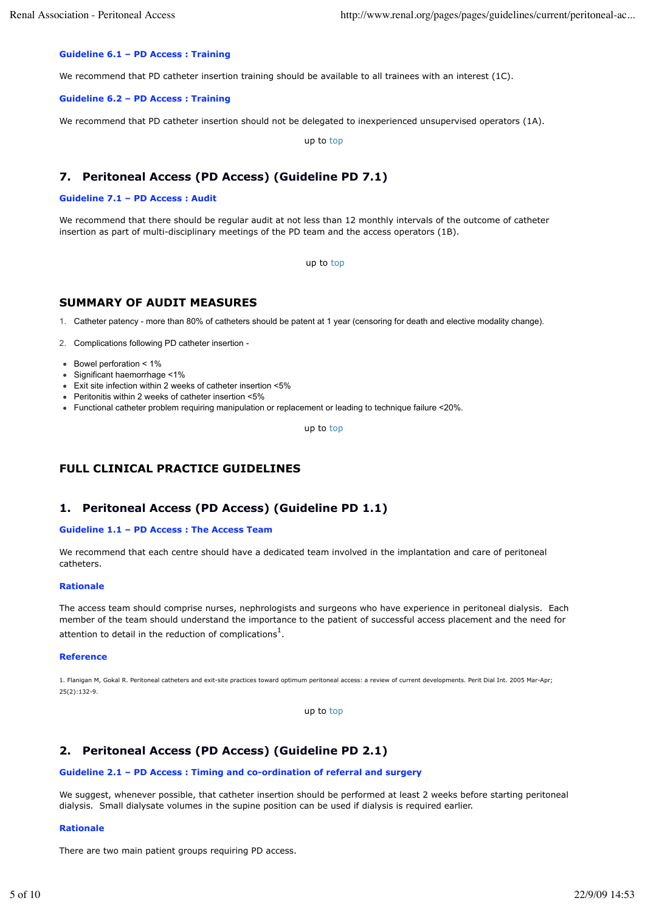**Guideline 6.1 – PD Access : Training**

We recommend that PD catheter insertion training should be available to all trainees with an interest (1C).

**Guideline 6.2 – PD Access : Training**

We recommend that PD catheter insertion should not be delegated to inexperienced unsupervised operators (1A).

up to top

## 7. Peritoneal Access (PD Access) (Guideline PD 7.1)

**Guideline 7.1 – PD Access : Audit**

We recommend that there should be regular audit at not less than 12 monthly intervals of the outcome of catheter insertion as part of multi-disciplinary meetings of the PD team and the access operators (1B).

up to top

## SUMMARY OF AUDIT MEASURES

1. Catheter patency - more than 80% of catheters should be patent at 1 year (censoring for death and elective modality change).
2. Complications following PD catheter insertion -

- Bowel perforation < 1%
- Significant haemorrhage <1%
- Exit site infection within 2 weeks of catheter insertion <5%
- Peritonitis within 2 weeks of catheter insertion <5%
- Functional catheter problem requiring manipulation or replacement or leading to technique failure <20%.

up to top

# FULL CLINICAL PRACTICE GUIDELINES

## 1. Peritoneal Access (PD Access) (Guideline PD 1.1)

**Guideline 1.1 – PD Access : The Access Team**

We recommend that each centre should have a dedicated team involved in the implantation and care of peritoneal catheters.

**Rationale**

The access team should comprise nurses, nephrologists and surgeons who have experience in peritoneal dialysis. Each member of the team should understand the importance to the patient of successful access placement and the need for attention to detail in the reduction of complications[1].

**Reference**

1. Flanigan M, Gokal R. Peritoneal catheters and exit-site practices toward optimum peritoneal access: a review of current developments. Perit Dial Int. 2005 Mar-Apr; 25(2):132-9.

up to top

## 2. Peritoneal Access (PD Access) (Guideline PD 2.1)

**Guideline 2.1 – PD Access : Timing and co-ordination of referral and surgery**

We suggest, whenever possible, that catheter insertion should be performed at least 2 weeks before starting peritoneal dialysis. Small dialysate volumes in the supine position can be used if dialysis is required earlier.

**Rationale**

There are two main patient groups requiring PD access.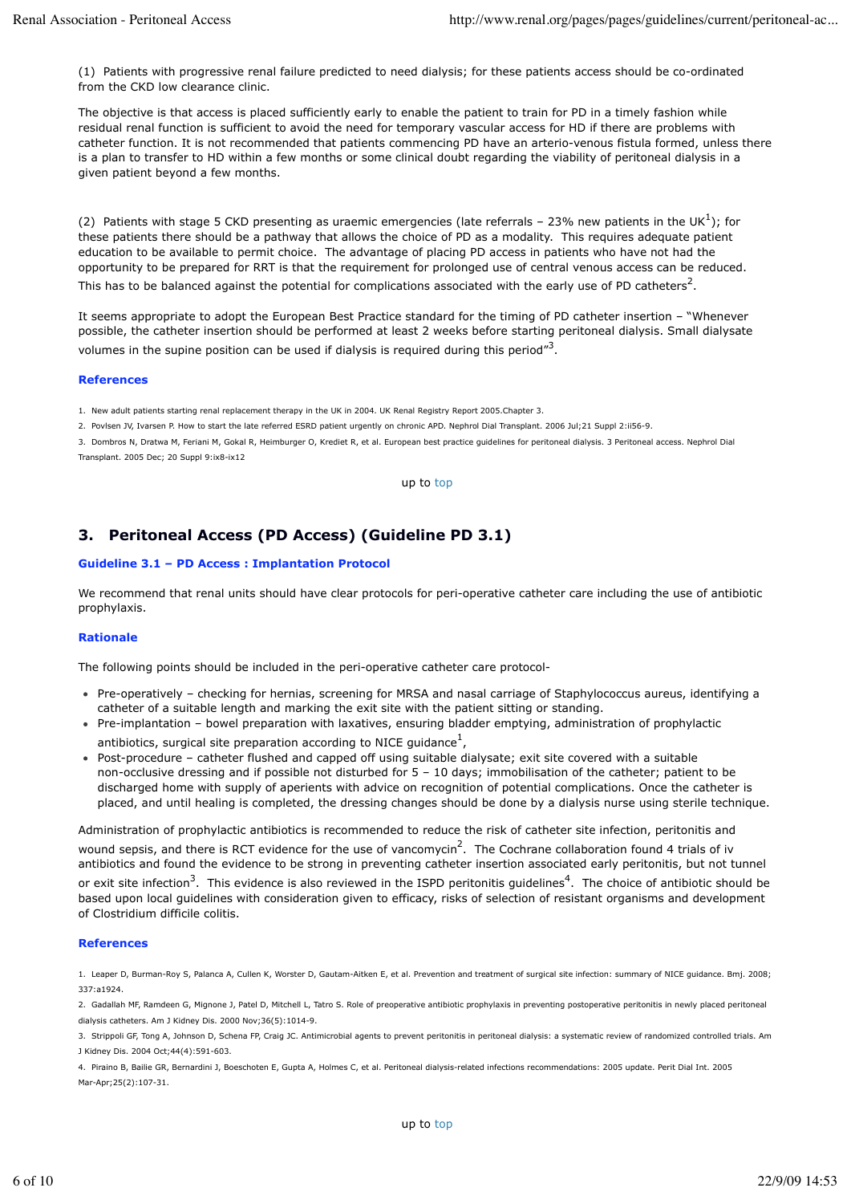(1) Patients with progressive renal failure predicted to need dialysis; for these patients access should be co-ordinated from the CKD low clearance clinic.

The objective is that access is placed sufficiently early to enable the patient to train for PD in a timely fashion while residual renal function is sufficient to avoid the need for temporary vascular access for HD if there are problems with catheter function. It is not recommended that patients commencing PD have an arterio-venous fistula formed, unless there is a plan to transfer to HD within a few months or some clinical doubt regarding the viability of peritoneal dialysis in a given patient beyond a few months.

(2) Patients with stage 5 CKD presenting as uraemic emergencies (late referrals – 23% new patients in the UK[1]); for these patients there should be a pathway that allows the choice of PD as a modality. This requires adequate patient education to be available to permit choice. The advantage of placing PD access in patients who have not had the opportunity to be prepared for RRT is that the requirement for prolonged use of central venous access can be reduced. This has to be balanced against the potential for complications associated with the early use of PD catheters[2].

It seems appropriate to adopt the European Best Practice standard for the timing of PD catheter insertion – "Whenever possible, the catheter insertion should be performed at least 2 weeks before starting peritoneal dialysis. Small dialysate volumes in the supine position can be used if dialysis is required during this period"[3].

### References

1. New adult patients starting renal replacement therapy in the UK in 2004. UK Renal Registry Report 2005.Chapter 3.
2. Povlsen JV, Ivarsen P. How to start the late referred ESRD patient urgently on chronic APD. Nephrol Dial Transplant. 2006 Jul;21 Suppl 2:ii56-9.
3. Dombros N, Dratwa M, Feriani M, Gokal R, Heimburger O, Krediet R, et al. European best practice guidelines for peritoneal dialysis. 3 Peritoneal access. Nephrol Dial Transplant. 2005 Dec; 20 Suppl 9:ix8-ix12

up to top

## 3. Peritoneal Access (PD Access) (Guideline PD 3.1)

### Guideline 3.1 – PD Access : Implantation Protocol

We recommend that renal units should have clear protocols for peri-operative catheter care including the use of antibiotic prophylaxis.

### Rationale

The following points should be included in the peri-operative catheter care protocol-

- Pre-operatively – checking for hernias, screening for MRSA and nasal carriage of Staphylococcus aureus, identifying a catheter of a suitable length and marking the exit site with the patient sitting or standing.
- Pre-implantation – bowel preparation with laxatives, ensuring bladder emptying, administration of prophylactic antibiotics, surgical site preparation according to NICE guidance[1],
- Post-procedure – catheter flushed and capped off using suitable dialysate; exit site covered with a suitable non-occlusive dressing and if possible not disturbed for 5 – 10 days; immobilisation of the catheter; patient to be discharged home with supply of aperients with advice on recognition of potential complications. Once the catheter is placed, and until healing is completed, the dressing changes should be done by a dialysis nurse using sterile technique.

Administration of prophylactic antibiotics is recommended to reduce the risk of catheter site infection, peritonitis and wound sepsis, and there is RCT evidence for the use of vancomycin[2]. The Cochrane collaboration found 4 trials of iv antibiotics and found the evidence to be strong in preventing catheter insertion associated early peritonitis, but not tunnel or exit site infection[3]. This evidence is also reviewed in the ISPD peritonitis guidelines[4]. The choice of antibiotic should be based upon local guidelines with consideration given to efficacy, risks of selection of resistant organisms and development of Clostridium difficile colitis.

### References

1. Leaper D, Burman-Roy S, Palanca A, Cullen K, Worster D, Gautam-Aitken E, et al. Prevention and treatment of surgical site infection: summary of NICE guidance. Bmj. 2008; 337:a1924.
2. Gadallah MF, Ramdeen G, Mignone J, Patel D, Mitchell L, Tatro S. Role of preoperative antibiotic prophylaxis in preventing postoperative peritonitis in newly placed peritoneal dialysis catheters. Am J Kidney Dis. 2000 Nov;36(5):1014-9.
3. Strippoli GF, Tong A, Johnson D, Schena FP, Craig JC. Antimicrobial agents to prevent peritonitis in peritoneal dialysis: a systematic review of randomized controlled trials. Am J Kidney Dis. 2004 Oct;44(4):591-603.
4. Piraino B, Bailie GR, Bernardini J, Boeschoten E, Gupta A, Holmes C, et al. Peritoneal dialysis-related infections recommendations: 2005 update. Perit Dial Int. 2005 Mar-Apr;25(2):107-31.

up to top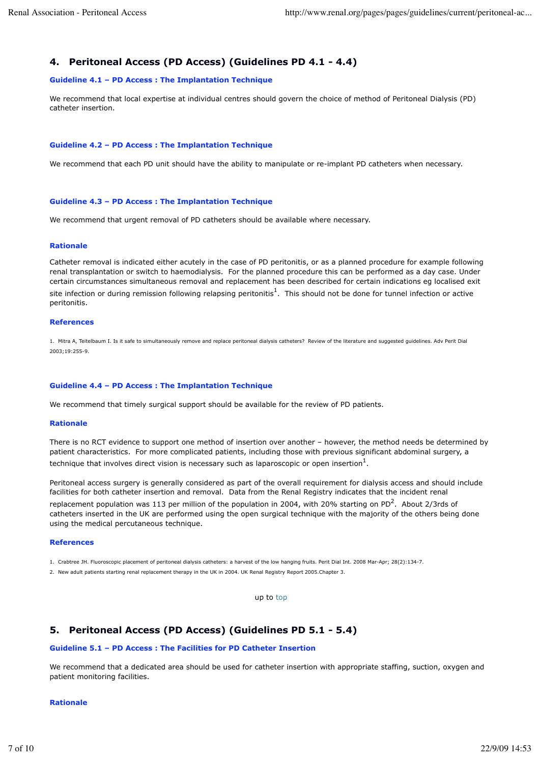## 4. Peritoneal Access (PD Access) (Guidelines PD 4.1 - 4.4)

### Guideline 4.1 – PD Access : The Implantation Technique

We recommend that local expertise at individual centres should govern the choice of method of Peritoneal Dialysis (PD) catheter insertion.

### Guideline 4.2 – PD Access : The Implantation Technique

We recommend that each PD unit should have the ability to manipulate or re-implant PD catheters when necessary.

### Guideline 4.3 – PD Access : The Implantation Technique

We recommend that urgent removal of PD catheters should be available where necessary.

#### Rationale

Catheter removal is indicated either acutely in the case of PD peritonitis, or as a planned procedure for example following renal transplantation or switch to haemodialysis. For the planned procedure this can be performed as a day case. Under certain circumstances simultaneous removal and replacement has been described for certain indications eg localised exit site infection or during remission following relapsing peritonitis[1]. This should not be done for tunnel infection or active peritonitis.

#### References

1. Mitra A, Teitelbaum I. Is it safe to simultaneously remove and replace peritoneal dialysis catheters? Review of the literature and suggested guidelines. Adv Perit Dial 2003;19:255-9.

### Guideline 4.4 – PD Access : The Implantation Technique

We recommend that timely surgical support should be available for the review of PD patients.

#### Rationale

There is no RCT evidence to support one method of insertion over another – however, the method needs be determined by patient characteristics. For more complicated patients, including those with previous significant abdominal surgery, a technique that involves direct vision is necessary such as laparoscopic or open insertion[1].

Peritoneal access surgery is generally considered as part of the overall requirement for dialysis access and should include facilities for both catheter insertion and removal. Data from the Renal Registry indicates that the incident renal replacement population was 113 per million of the population in 2004, with 20% starting on PD[2]. About 2/3rds of catheters inserted in the UK are performed using the open surgical technique with the majority of the others being done using the medical percutaneous technique.

#### References

1. Crabtree JH. Fluoroscopic placement of peritoneal dialysis catheters: a harvest of the low hanging fruits. Perit Dial Int. 2008 Mar-Apr; 28(2):134-7.
2. New adult patients starting renal replacement therapy in the UK in 2004. UK Renal Registry Report 2005.Chapter 3.

up to top

## 5. Peritoneal Access (PD Access) (Guidelines PD 5.1 - 5.4)

### Guideline 5.1 – PD Access : The Facilities for PD Catheter Insertion

We recommend that a dedicated area should be used for catheter insertion with appropriate staffing, suction, oxygen and patient monitoring facilities.

#### Rationale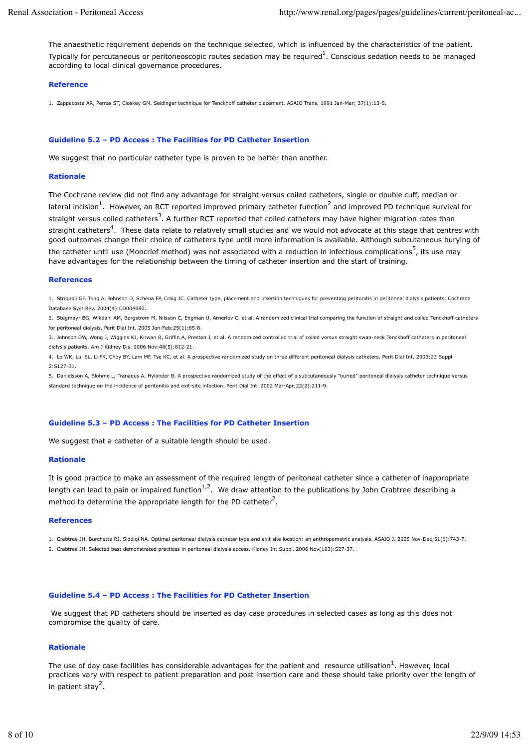The anaesthetic requirement depends on the technique selected, which is influenced by the characteristics of the patient. Typically for percutaneous or peritoneoscopic routes sedation may be required[1]. Conscious sedation needs to be managed according to local clinical governance procedures.

### Reference

1. Zappacosta AR, Perras ST, Closkey GM. Seldinger technique for Tenckhoff catheter placement. ASAIO Trans. 1991 Jan-Mar; 37(1):13-5.

## Guideline 5.2 – PD Access : The Facilities for PD Catheter Insertion

We suggest that no particular catheter type is proven to be better than another.

### Rationale

The Cochrane review did not find any advantage for straight versus coiled catheters, single or double cuff, median or lateral incision[1]. However, an RCT reported improved primary catheter function[2] and improved PD technique survival for straight versus coiled catheters[3]. A further RCT reported that coiled catheters may have higher migration rates than straight catheters[4]. These data relate to relatively small studies and we would not advocate at this stage that centres with good outcomes change their choice of catheters type until more information is available. Although subcutaneous burying of the catheter until use (Moncrief method) was not associated with a reduction in infectious complications[5], its use may have advantages for the relationship between the timing of catheter insertion and the start of training.

### References

1. Strippoli GF, Tong A, Johnson D, Schena FP, Craig JC. Catheter type, placement and insertion techniques for preventing peritonitis in peritoneal dialysis patients. Cochrane Database Syst Rev. 2004(4):CD004680.
2. Stegmayr BG, Wikdahl AM, Bergstrom M, Nilsson C, Engman U, Arnerlov C, et al. A randomized clinical trial comparing the function of straight and coiled Tenckhoff catheters for peritoneal dialysis. Perit Dial Int. 2005 Jan-Feb;25(1):85-8.
3. Johnson DW, Wong J, Wiggins KJ, Kirwan R, Griffin A, Preston J, et al. A randomized controlled trial of coiled versus straight swan-neck Tenckhoff catheters in peritoneal dialysis patients. Am J Kidney Dis. 2006 Nov;48(5):812-21.
4. Lo WK, Lui SL, Li FK, Choy BY, Lam MF, Tse KC, et al. A prospective randomized study on three different peritoneal dialysis catheters. Perit Dial Int. 2003;23 Suppl 2:S127-31.
5. Danielsson A, Blohme L, Tranaeus A, Hylander B. A prospective randomized study of the effect of a subcutaneously "buried" peritoneal dialysis catheter technique versus standard technique on the incidence of peritonitis and exit-site infection. Perit Dial Int. 2002 Mar-Apr;22(2):211-9.

## Guideline 5.3 – PD Access : The Facilities for PD Catheter Insertion

We suggest that a catheter of a suitable length should be used.

### Rationale

It is good practice to make an assessment of the required length of peritoneal catheter since a catheter of inappropriate length can lead to pain or impaired function[1,2]. We draw attention to the publications by John Crabtree describing a method to determine the appropriate length for the PD catheter[2].

### References

1. Crabtree JH, Burchette RJ, Siddiqi NA. Optimal peritoneal dialysis catheter type and exit site location: an anthropometric analysis. ASAIO J. 2005 Nov-Dec;51(6):743-7.
2. Crabtree JH. Selected best demonstrated practices in peritoneal dialysis access. Kidney Int Suppl. 2006 Nov(103):S27-37.

## Guideline 5.4 – PD Access : The Facilities for PD Catheter Insertion

We suggest that PD catheters should be inserted as day case procedures in selected cases as long as this does not compromise the quality of care.

### Rationale

The use of day case facilities has considerable advantages for the patient and resource utilisation[1]. However, local practices vary with respect to patient preparation and post insertion care and these should take priority over the length of in patient stay[2].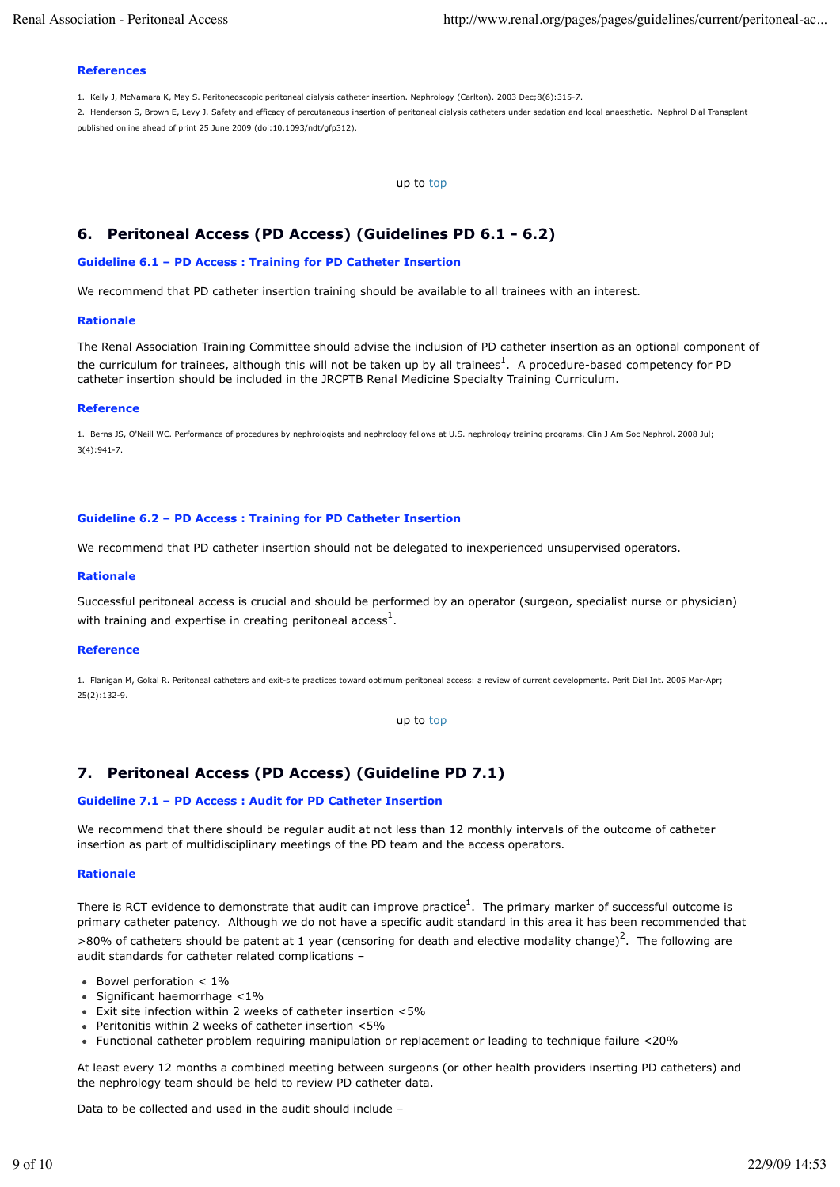#### References

1. Kelly J, McNamara K, May S. Peritoneoscopic peritoneal dialysis catheter insertion. Nephrology (Carlton). 2003 Dec;8(6):315-7.
2. Henderson S, Brown E, Levy J. Safety and efficacy of percutaneous insertion of peritoneal dialysis catheters under sedation and local anaesthetic. Nephrol Dial Transplant published online ahead of print 25 June 2009 (doi:10.1093/ndt/gfp312).

up to top

## 6. Peritoneal Access (PD Access) (Guidelines PD 6.1 - 6.2)

#### Guideline 6.1 – PD Access : Training for PD Catheter Insertion

We recommend that PD catheter insertion training should be available to all trainees with an interest.

#### Rationale

The Renal Association Training Committee should advise the inclusion of PD catheter insertion as an optional component of the curriculum for trainees, although this will not be taken up by all trainees[1]. A procedure-based competency for PD catheter insertion should be included in the JRCPTB Renal Medicine Specialty Training Curriculum.

#### Reference

1. Berns JS, O'Neill WC. Performance of procedures by nephrologists and nephrology fellows at U.S. nephrology training programs. Clin J Am Soc Nephrol. 2008 Jul; 3(4):941-7.

#### Guideline 6.2 – PD Access : Training for PD Catheter Insertion

We recommend that PD catheter insertion should not be delegated to inexperienced unsupervised operators.

#### Rationale

Successful peritoneal access is crucial and should be performed by an operator (surgeon, specialist nurse or physician) with training and expertise in creating peritoneal access[1].

#### Reference

1. Flanigan M, Gokal R. Peritoneal catheters and exit-site practices toward optimum peritoneal access: a review of current developments. Perit Dial Int. 2005 Mar-Apr; 25(2):132-9.

up to top

## 7. Peritoneal Access (PD Access) (Guideline PD 7.1)

#### Guideline 7.1 – PD Access : Audit for PD Catheter Insertion

We recommend that there should be regular audit at not less than 12 monthly intervals of the outcome of catheter insertion as part of multidisciplinary meetings of the PD team and the access operators.

#### Rationale

There is RCT evidence to demonstrate that audit can improve practice[1]. The primary marker of successful outcome is primary catheter patency. Although we do not have a specific audit standard in this area it has been recommended that >80% of catheters should be patent at 1 year (censoring for death and elective modality change)[2]. The following are audit standards for catheter related complications –

- Bowel perforation < 1%
- Significant haemorrhage <1%
- Exit site infection within 2 weeks of catheter insertion <5%
- Peritonitis within 2 weeks of catheter insertion <5%
- Functional catheter problem requiring manipulation or replacement or leading to technique failure <20%

At least every 12 months a combined meeting between surgeons (or other health providers inserting PD catheters) and the nephrology team should be held to review PD catheter data.

Data to be collected and used in the audit should include –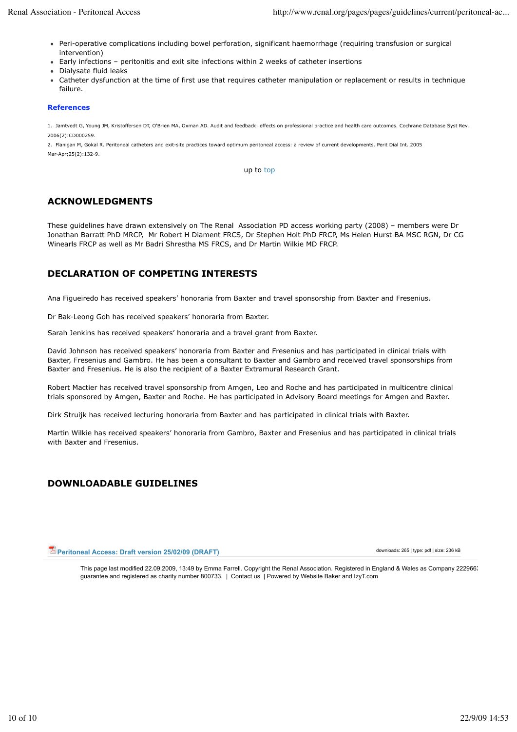- Peri-operative complications including bowel perforation, significant haemorrhage (requiring transfusion or surgical intervention)
- Early infections – peritonitis and exit site infections within 2 weeks of catheter insertions
- Dialysate fluid leaks
- Catheter dysfunction at the time of first use that requires catheter manipulation or replacement or results in technique failure.

**References**

1. Jamtvedt G, Young JM, Kristoffersen DT, O'Brien MA, Oxman AD. Audit and feedback: effects on professional practice and health care outcomes. Cochrane Database Syst Rev. 2006(2):CD000259.
2. Flanigan M, Gokal R. Peritoneal catheters and exit-site practices toward optimum peritoneal access: a review of current developments. Perit Dial Int. 2005 Mar-Apr;25(2):132-9.

up to top

## ACKNOWLEDGMENTS

These guidelines have drawn extensively on The Renal Association PD access working party (2008) – members were Dr Jonathan Barratt PhD MRCP, Mr Robert H Diament FRCS, Dr Stephen Holt PhD FRCP, Ms Helen Hurst BA MSC RGN, Dr CG Winearls FRCP as well as Mr Badri Shrestha MS FRCS, and Dr Martin Wilkie MD FRCP.

## DECLARATION OF COMPETING INTERESTS

Ana Figueiredo has received speakers' honoraria from Baxter and travel sponsorship from Baxter and Fresenius.

Dr Bak-Leong Goh has received speakers' honoraria from Baxter.

Sarah Jenkins has received speakers' honoraria and a travel grant from Baxter.

David Johnson has received speakers' honoraria from Baxter and Fresenius and has participated in clinical trials with Baxter, Fresenius and Gambro. He has been a consultant to Baxter and Gambro and received travel sponsorships from Baxter and Fresenius. He is also the recipient of a Baxter Extramural Research Grant.

Robert Mactier has received travel sponsorship from Amgen, Leo and Roche and has participated in multicentre clinical trials sponsored by Amgen, Baxter and Roche. He has participated in Advisory Board meetings for Amgen and Baxter.

Dirk Struijk has received lecturing honoraria from Baxter and has participated in clinical trials with Baxter.

Martin Wilkie has received speakers' honoraria from Gambro, Baxter and Fresenius and has participated in clinical trials with Baxter and Fresenius.

## DOWNLOADABLE GUIDELINES

**Peritoneal Access: Draft version 25/02/09 (DRAFT)** downloads: 265 | type: pdf | size: 236 kB

This page last modified 22.09.2009, 13:49 by Emma Farrell. Copyright the Renal Association. Registered in England & Wales as Company 222966? guarantee and registered as charity number 800733. | Contact us | Powered by Website Baker and IzyT.com